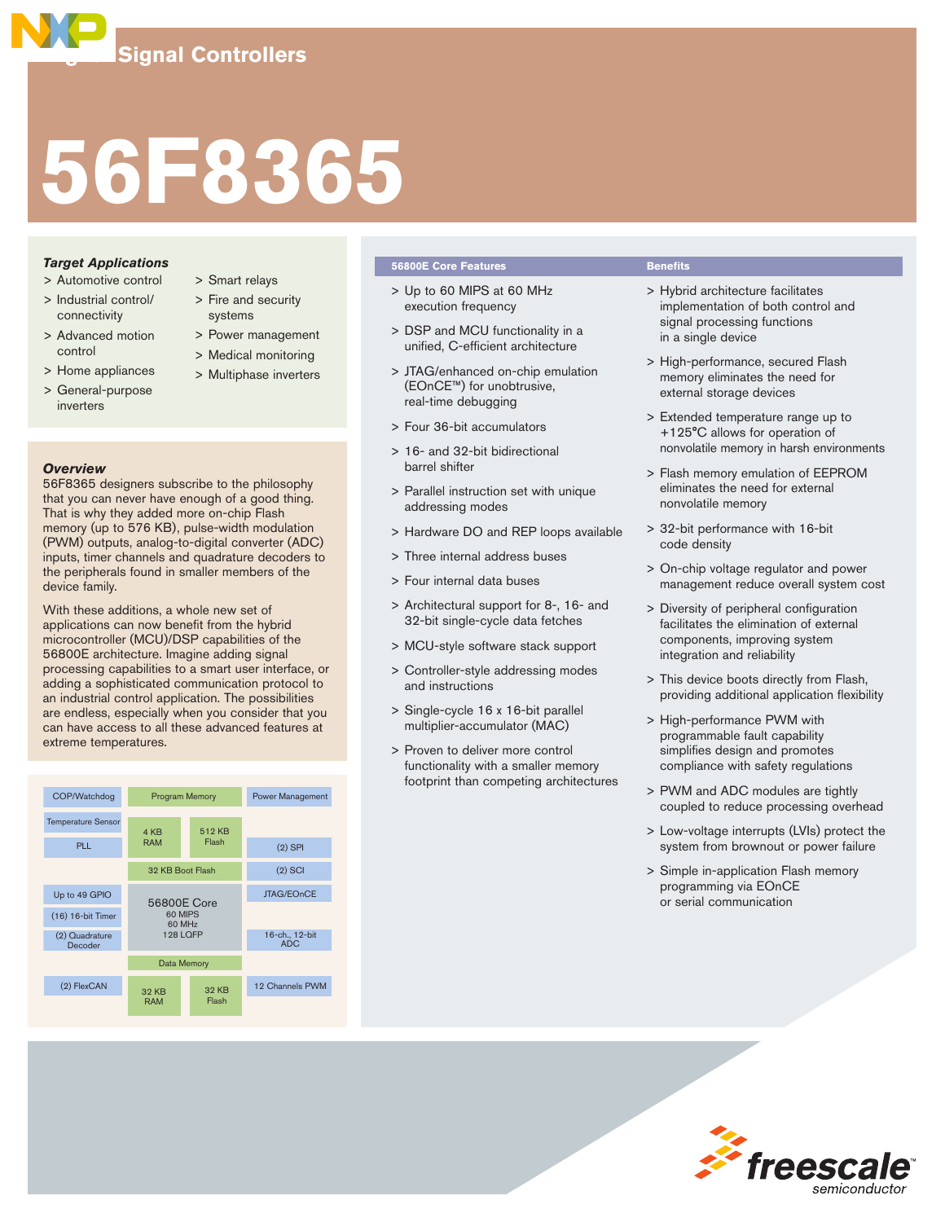# Digital Signal Controllers

# 56F8365

### *Target Applications*

- Automotive control
- Industrial control/ connectivity
- Advanced motion control
- Home appliances
- General-purpose inverters
- Smart relays
- Fire and security systems
- Power management
- Medical monitoring
- Multiphase inverters

### *Overview*

56F8365 designers subscribe to the philosophy that you can never have enough of a good thing. That is why they added more on-chip Flash memory (up to 576 KB), pulse-width modulation (PWM) outputs, analog-to-digital converter (ADC) inputs, timer channels and quadrature decoders to the peripherals found in smaller members of the device family.

With these additions, a whole new set of applications can now benefit from the hybrid microcontroller (MCU)/DSP capabilities of the 56800E architecture. Imagine adding signal processing capabilities to a smart user interface, or adding a sophisticated communication protocol to an industrial control application. The possibilities are endless, especially when you consider that you can have access to all these advanced features at extreme temperatures.

| | | | |
|---|---|---|---|
| COP/Watchdog | Program Memory | | Power Management |
| Temperature Sensor | 4 KB RAM | 512 KB Flash | |
| PLL | | | (2) SPI |
| | 32 KB Boot Flash | | (2) SCI |
| Up to 49 GPIO | 56800E Core 60 MIPS 60 MHz 128 LQFP | | JTAG/EOnCE |
| (16) 16-bit Timer | | | |
| (2) Quadrature Decoder | | | 16-ch., 12-bit ADC |
| | Data Memory | | |
| (2) FlexCAN | 32 KB RAM | 32 KB Flash | 12 Channels PWM |

### 56800E Core Features

- Up to 60 MIPS at 60 MHz execution frequency
- DSP and MCU functionality in a unified, C-efficient architecture
- JTAG/enhanced on-chip emulation (EOnCE™) for unobtrusive, real-time debugging
- Four 36-bit accumulators
- 16- and 32-bit bidirectional barrel shifter
- Parallel instruction set with unique addressing modes
- Hardware DO and REP loops available
- Three internal address buses
- Four internal data buses
- Architectural support for 8-, 16- and 32-bit single-cycle data fetches
- MCU-style software stack support
- Controller-style addressing modes and instructions
- Single-cycle 16 x 16-bit parallel multiplier-accumulator (MAC)
- Proven to deliver more control functionality with a smaller memory footprint than competing architectures

### Benefits

- Hybrid architecture facilitates implementation of both control and signal processing functions in a single device
- High-performance, secured Flash memory eliminates the need for external storage devices
- Extended temperature range up to +125°C allows for operation of nonvolatile memory in harsh environments
- Flash memory emulation of EEPROM eliminates the need for external nonvolatile memory
- 32-bit performance with 16-bit code density
- On-chip voltage regulator and power management reduce overall system cost
- Diversity of peripheral configuration facilitates the elimination of external components, improving system integration and reliability
- This device boots directly from Flash, providing additional application flexibility
- High-performance PWM with programmable fault capability simplifies design and promotes compliance with safety regulations
- PWM and ADC modules are tightly coupled to reduce processing overhead
- Low-voltage interrupts (LVIs) protect the system from brownout or power failure
- Simple in-application Flash memory programming via EOnCE or serial communication

freescale semiconductor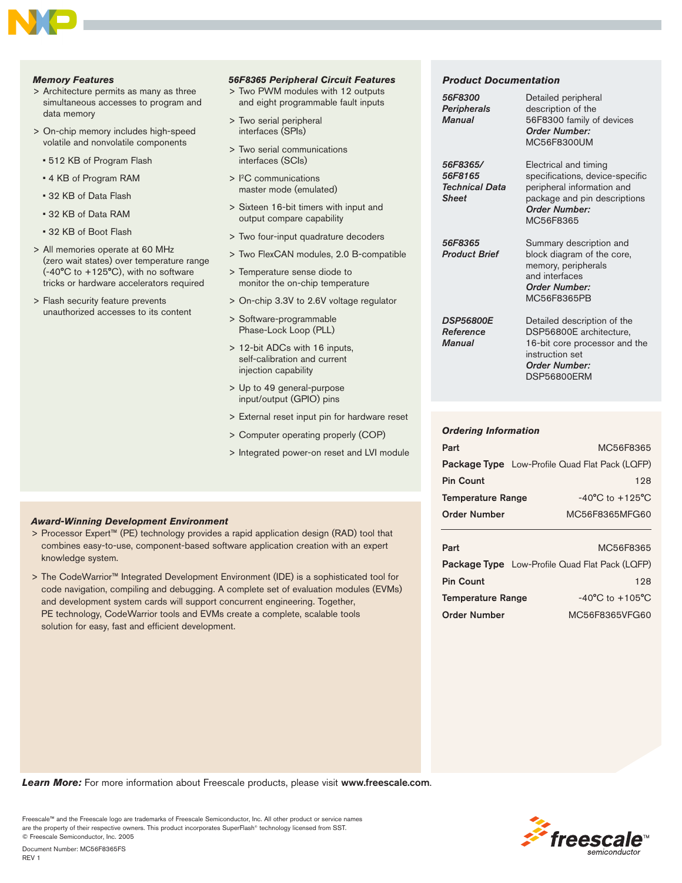### Memory Features

- Architecture permits as many as three simultaneous accesses to program and data memory
- On-chip memory includes high-speed volatile and nonvolatile components
  - 512 KB of Program Flash
  - 4 KB of Program RAM
  - 32 KB of Data Flash
  - 32 KB of Data RAM
  - 32 KB of Boot Flash
- All memories operate at 60 MHz (zero wait states) over temperature range (-40°C to +125°C), with no software tricks or hardware accelerators required
- Flash security feature prevents unauthorized accesses to its content

### 56F8365 Peripheral Circuit Features

- Two PWM modules with 12 outputs and eight programmable fault inputs
- Two serial peripheral interfaces (SPIs)
- Two serial communications interfaces (SCIs)
- I²C communications master mode (emulated)
- Sixteen 16-bit timers with input and output compare capability
- Two four-input quadrature decoders
- Two FlexCAN modules, 2.0 B-compatible
- Temperature sense diode to monitor the on-chip temperature
- On-chip 3.3V to 2.6V voltage regulator
- Software-programmable Phase-Lock Loop (PLL)
- 12-bit ADCs with 16 inputs, self-calibration and current injection capability
- Up to 49 general-purpose input/output (GPIO) pins
- External reset input pin for hardware reset
- Computer operating properly (COP)
- Integrated power-on reset and LVI module

### Award-Winning Development Environment

- Processor Expert™ (PE) technology provides a rapid application design (RAD) tool that combines easy-to-use, component-based software application creation with an expert knowledge system.
- The CodeWarrior™ Integrated Development Environment (IDE) is a sophisticated tool for code navigation, compiling and debugging. A complete set of evaluation modules (EVMs) and development system cards will support concurrent engineering. Together, PE technology, CodeWarrior tools and EVMs create a complete, scalable tools solution for easy, fast and efficient development.

### Product Documentation

| | |
|---|---|
| ***56F8300 Peripherals Manual*** | Detailed peripheral description of the 56F8300 family of devices ***Order Number:*** MC56F8300UM |
| ***56F8365/ 56F8165 Technical Data Sheet*** | Electrical and timing specifications, device-specific peripheral information and package and pin descriptions ***Order Number:*** MC56F8365 |
| ***56F8365 Product Brief*** | Summary description and block diagram of the core, memory, peripherals and interfaces ***Order Number:*** MC56F8365PB |
| ***DSP56800E Reference Manual*** | Detailed description of the DSP56800E architecture, 16-bit core processor and the instruction set ***Order Number:*** DSP56800ERM |

### Ordering Information

| | |
|---|---|
| **Part** | MC56F8365 |
| **Package Type** | Low-Profile Quad Flat Pack (LQFP) |
| **Pin Count** | 128 |
| **Temperature Range** | -40°C to +125°C |
| **Order Number** | MC56F8365MFG60 |

| | |
|---|---|
| **Part** | MC56F8365 |
| **Package Type** | Low-Profile Quad Flat Pack (LQFP) |
| **Pin Count** | 128 |
| **Temperature Range** | -40°C to +105°C |
| **Order Number** | MC56F8365VFG60 |

***Learn More:*** For more information about Freescale products, please visit **www.freescale.com**.

Freescale™ and the Freescale logo are trademarks of Freescale Semiconductor, Inc. All other product or service names are the property of their respective owners. This product incorporates SuperFlash® technology licensed from SST.
© Freescale Semiconductor, Inc. 2005

Document Number: MC56F8365FS
REV 1